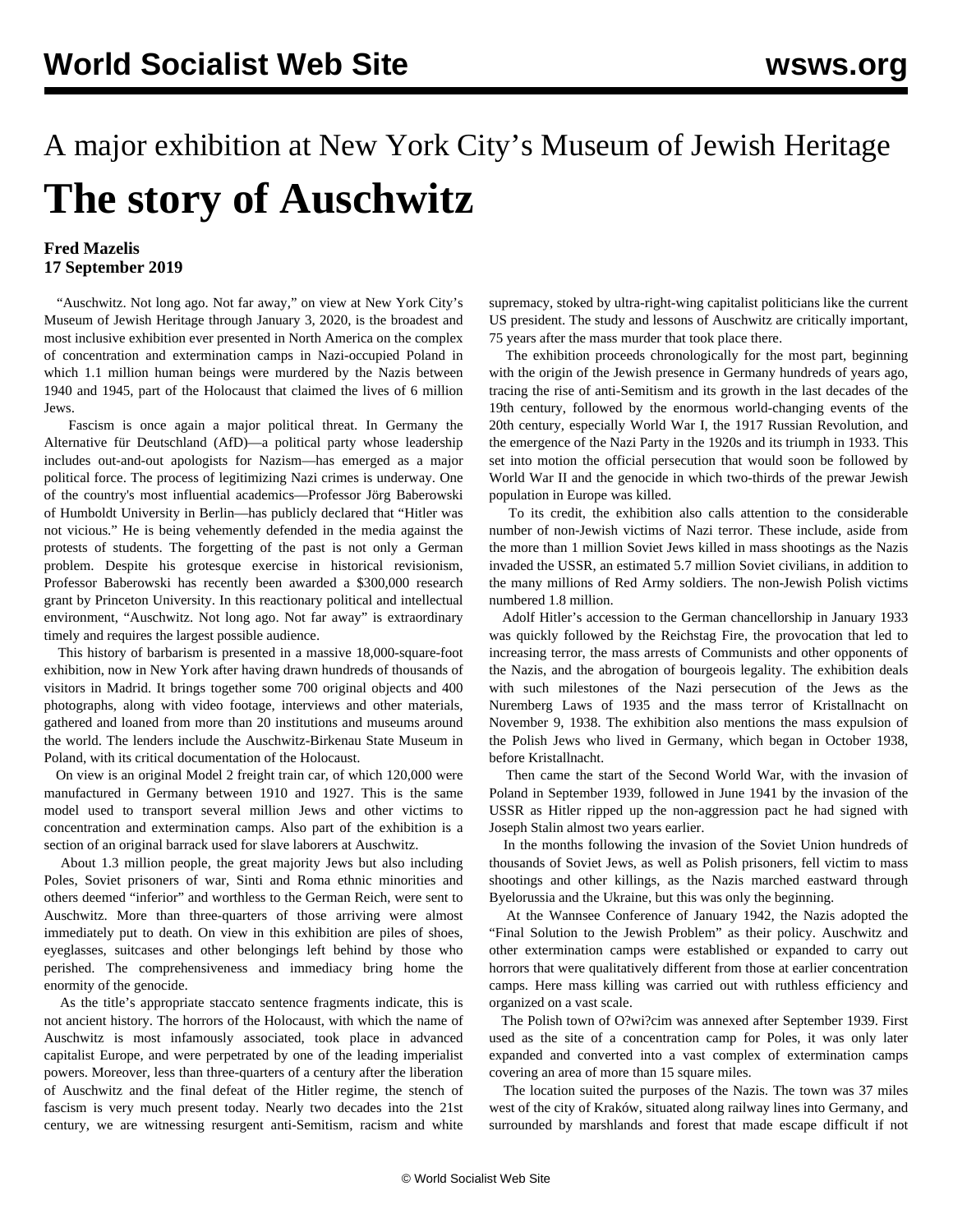# A major exhibition at New York City's Museum of Jewish Heritage

# The story of Auschwitz

**Fred Mazelis**
**17 September 2019**

"Auschwitz. Not long ago. Not far away," on view at New York City's Museum of Jewish Heritage through January 3, 2020, is the broadest and most inclusive exhibition ever presented in North America on the complex of concentration and extermination camps in Nazi-occupied Poland in which 1.1 million human beings were murdered by the Nazis between 1940 and 1945, part of the Holocaust that claimed the lives of 6 million Jews.

Fascism is once again a major political threat. In Germany the Alternative für Deutschland (AfD)—a political party whose leadership includes out-and-out apologists for Nazism—has emerged as a major political force. The process of legitimizing Nazi crimes is underway. One of the country's most influential academics—Professor Jörg Baberowski of Humboldt University in Berlin—has publicly declared that "Hitler was not vicious." He is being vehemently defended in the media against the protests of students. The forgetting of the past is not only a German problem. Despite his grotesque exercise in historical revisionism, Professor Baberowski has recently been awarded a $300,000 research grant by Princeton University. In this reactionary political and intellectual environment, "Auschwitz. Not long ago. Not far away" is extraordinary timely and requires the largest possible audience.

This history of barbarism is presented in a massive 18,000-square-foot exhibition, now in New York after having drawn hundreds of thousands of visitors in Madrid. It brings together some 700 original objects and 400 photographs, along with video footage, interviews and other materials, gathered and loaned from more than 20 institutions and museums around the world. The lenders include the Auschwitz-Birkenau State Museum in Poland, with its critical documentation of the Holocaust.

On view is an original Model 2 freight train car, of which 120,000 were manufactured in Germany between 1910 and 1927. This is the same model used to transport several million Jews and other victims to concentration and extermination camps. Also part of the exhibition is a section of an original barrack used for slave laborers at Auschwitz.

About 1.3 million people, the great majority Jews but also including Poles, Soviet prisoners of war, Sinti and Roma ethnic minorities and others deemed "inferior" and worthless to the German Reich, were sent to Auschwitz. More than three-quarters of those arriving were almost immediately put to death. On view in this exhibition are piles of shoes, eyeglasses, suitcases and other belongings left behind by those who perished. The comprehensiveness and immediacy bring home the enormity of the genocide.

As the title's appropriate staccato sentence fragments indicate, this is not ancient history. The horrors of the Holocaust, with which the name of Auschwitz is most infamously associated, took place in advanced capitalist Europe, and were perpetrated by one of the leading imperialist powers. Moreover, less than three-quarters of a century after the liberation of Auschwitz and the final defeat of the Hitler regime, the stench of fascism is very much present today. Nearly two decades into the 21st century, we are witnessing resurgent anti-Semitism, racism and white supremacy, stoked by ultra-right-wing capitalist politicians like the current US president. The study and lessons of Auschwitz are critically important, 75 years after the mass murder that took place there.

The exhibition proceeds chronologically for the most part, beginning with the origin of the Jewish presence in Germany hundreds of years ago, tracing the rise of anti-Semitism and its growth in the last decades of the 19th century, followed by the enormous world-changing events of the 20th century, especially World War I, the 1917 Russian Revolution, and the emergence of the Nazi Party in the 1920s and its triumph in 1933. This set into motion the official persecution that would soon be followed by World War II and the genocide in which two-thirds of the prewar Jewish population in Europe was killed.

To its credit, the exhibition also calls attention to the considerable number of non-Jewish victims of Nazi terror. These include, aside from the more than 1 million Soviet Jews killed in mass shootings as the Nazis invaded the USSR, an estimated 5.7 million Soviet civilians, in addition to the many millions of Red Army soldiers. The non-Jewish Polish victims numbered 1.8 million.

Adolf Hitler's accession to the German chancellorship in January 1933 was quickly followed by the Reichstag Fire, the provocation that led to increasing terror, the mass arrests of Communists and other opponents of the Nazis, and the abrogation of bourgeois legality. The exhibition deals with such milestones of the Nazi persecution of the Jews as the Nuremberg Laws of 1935 and the mass terror of Kristallnacht on November 9, 1938. The exhibition also mentions the mass expulsion of the Polish Jews who lived in Germany, which began in October 1938, before Kristallnacht.

Then came the start of the Second World War, with the invasion of Poland in September 1939, followed in June 1941 by the invasion of the USSR as Hitler ripped up the non-aggression pact he had signed with Joseph Stalin almost two years earlier.

In the months following the invasion of the Soviet Union hundreds of thousands of Soviet Jews, as well as Polish prisoners, fell victim to mass shootings and other killings, as the Nazis marched eastward through Byelorussia and the Ukraine, but this was only the beginning.

At the Wannsee Conference of January 1942, the Nazis adopted the "Final Solution to the Jewish Problem" as their policy. Auschwitz and other extermination camps were established or expanded to carry out horrors that were qualitatively different from those at earlier concentration camps. Here mass killing was carried out with ruthless efficiency and organized on a vast scale.

The Polish town of O?wi?cim was annexed after September 1939. First used as the site of a concentration camp for Poles, it was only later expanded and converted into a vast complex of extermination camps covering an area of more than 15 square miles.

The location suited the purposes of the Nazis. The town was 37 miles west of the city of Kraków, situated along railway lines into Germany, and surrounded by marshlands and forest that made escape difficult if not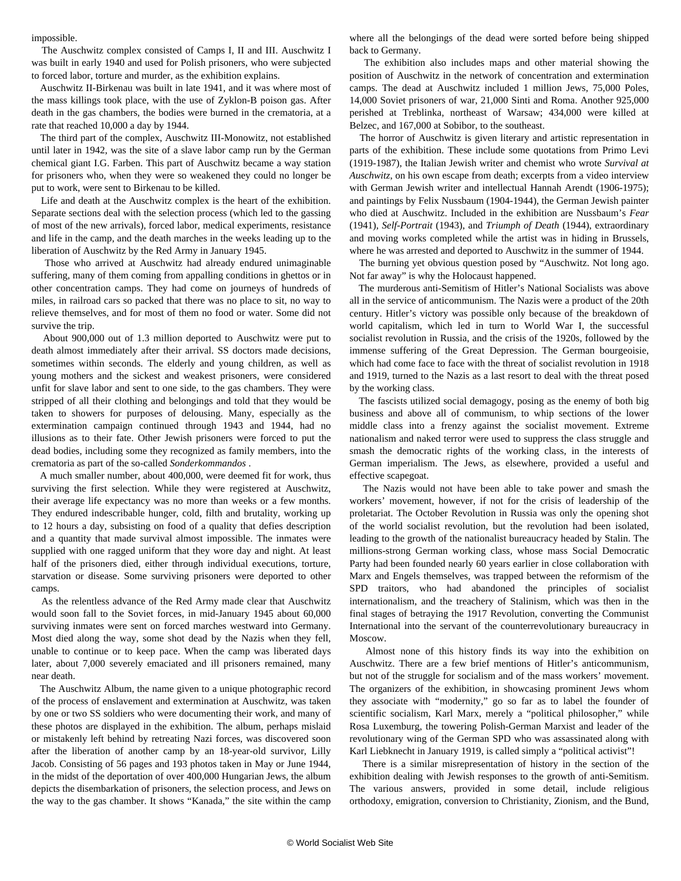impossible.

The Auschwitz complex consisted of Camps I, II and III. Auschwitz I was built in early 1940 and used for Polish prisoners, who were subjected to forced labor, torture and murder, as the exhibition explains.

Auschwitz II-Birkenau was built in late 1941, and it was where most of the mass killings took place, with the use of Zyklon-B poison gas. After death in the gas chambers, the bodies were burned in the crematoria, at a rate that reached 10,000 a day by 1944.

The third part of the complex, Auschwitz III-Monowitz, not established until later in 1942, was the site of a slave labor camp run by the German chemical giant I.G. Farben. This part of Auschwitz became a way station for prisoners who, when they were so weakened they could no longer be put to work, were sent to Birkenau to be killed.

Life and death at the Auschwitz complex is the heart of the exhibition. Separate sections deal with the selection process (which led to the gassing of most of the new arrivals), forced labor, medical experiments, resistance and life in the camp, and the death marches in the weeks leading up to the liberation of Auschwitz by the Red Army in January 1945.

Those who arrived at Auschwitz had already endured unimaginable suffering, many of them coming from appalling conditions in ghettos or in other concentration camps. They had come on journeys of hundreds of miles, in railroad cars so packed that there was no place to sit, no way to relieve themselves, and for most of them no food or water. Some did not survive the trip.

About 900,000 out of 1.3 million deported to Auschwitz were put to death almost immediately after their arrival. SS doctors made decisions, sometimes within seconds. The elderly and young children, as well as young mothers and the sickest and weakest prisoners, were considered unfit for slave labor and sent to one side, to the gas chambers. They were stripped of all their clothing and belongings and told that they would be taken to showers for purposes of delousing. Many, especially as the extermination campaign continued through 1943 and 1944, had no illusions as to their fate. Other Jewish prisoners were forced to put the dead bodies, including some they recognized as family members, into the crematoria as part of the so-called *Sonderkommandos* .

A much smaller number, about 400,000, were deemed fit for work, thus surviving the first selection. While they were registered at Auschwitz, their average life expectancy was no more than weeks or a few months. They endured indescribable hunger, cold, filth and brutality, working up to 12 hours a day, subsisting on food of a quality that defies description and a quantity that made survival almost impossible. The inmates were supplied with one ragged uniform that they wore day and night. At least half of the prisoners died, either through individual executions, torture, starvation or disease. Some surviving prisoners were deported to other camps.

As the relentless advance of the Red Army made clear that Auschwitz would soon fall to the Soviet forces, in mid-January 1945 about 60,000 surviving inmates were sent on forced marches westward into Germany. Most died along the way, some shot dead by the Nazis when they fell, unable to continue or to keep pace. When the camp was liberated days later, about 7,000 severely emaciated and ill prisoners remained, many near death.

The Auschwitz Album, the name given to a unique photographic record of the process of enslavement and extermination at Auschwitz, was taken by one or two SS soldiers who were documenting their work, and many of these photos are displayed in the exhibition. The album, perhaps mislaid or mistakenly left behind by retreating Nazi forces, was discovered soon after the liberation of another camp by an 18-year-old survivor, Lilly Jacob. Consisting of 56 pages and 193 photos taken in May or June 1944, in the midst of the deportation of over 400,000 Hungarian Jews, the album depicts the disembarkation of prisoners, the selection process, and Jews on the way to the gas chamber. It shows "Kanada," the site within the camp where all the belongings of the dead were sorted before being shipped back to Germany.

The exhibition also includes maps and other material showing the position of Auschwitz in the network of concentration and extermination camps. The dead at Auschwitz included 1 million Jews, 75,000 Poles, 14,000 Soviet prisoners of war, 21,000 Sinti and Roma. Another 925,000 perished at Treblinka, northeast of Warsaw; 434,000 were killed at Belzec, and 167,000 at Sobibor, to the southeast.

The horror of Auschwitz is given literary and artistic representation in parts of the exhibition. These include some quotations from Primo Levi (1919-1987), the Italian Jewish writer and chemist who wrote *Survival at Auschwitz*, on his own escape from death; excerpts from a video interview with German Jewish writer and intellectual Hannah Arendt (1906-1975); and paintings by Felix Nussbaum (1904-1944), the German Jewish painter who died at Auschwitz. Included in the exhibition are Nussbaum's *Fear* (1941), *Self-Portrait* (1943), and *Triumph of Death* (1944), extraordinary and moving works completed while the artist was in hiding in Brussels, where he was arrested and deported to Auschwitz in the summer of 1944.

The burning yet obvious question posed by "Auschwitz. Not long ago. Not far away" is why the Holocaust happened.

The murderous anti-Semitism of Hitler's National Socialists was above all in the service of anticommunism. The Nazis were a product of the 20th century. Hitler's victory was possible only because of the breakdown of world capitalism, which led in turn to World War I, the successful socialist revolution in Russia, and the crisis of the 1920s, followed by the immense suffering of the Great Depression. The German bourgeoisie, which had come face to face with the threat of socialist revolution in 1918 and 1919, turned to the Nazis as a last resort to deal with the threat posed by the working class.

The fascists utilized social demagogy, posing as the enemy of both big business and above all of communism, to whip sections of the lower middle class into a frenzy against the socialist movement. Extreme nationalism and naked terror were used to suppress the class struggle and smash the democratic rights of the working class, in the interests of German imperialism. The Jews, as elsewhere, provided a useful and effective scapegoat.

The Nazis would not have been able to take power and smash the workers' movement, however, if not for the crisis of leadership of the proletariat. The October Revolution in Russia was only the opening shot of the world socialist revolution, but the revolution had been isolated, leading to the growth of the nationalist bureaucracy headed by Stalin. The millions-strong German working class, whose mass Social Democratic Party had been founded nearly 60 years earlier in close collaboration with Marx and Engels themselves, was trapped between the reformism of the SPD traitors, who had abandoned the principles of socialist internationalism, and the treachery of Stalinism, which was then in the final stages of betraying the 1917 Revolution, converting the Communist International into the servant of the counterrevolutionary bureaucracy in Moscow.

Almost none of this history finds its way into the exhibition on Auschwitz. There are a few brief mentions of Hitler's anticommunism, but not of the struggle for socialism and of the mass workers' movement. The organizers of the exhibition, in showcasing prominent Jews whom they associate with "modernity," go so far as to label the founder of scientific socialism, Karl Marx, merely a "political philosopher," while Rosa Luxemburg, the towering Polish-German Marxist and leader of the revolutionary wing of the German SPD who was assassinated along with Karl Liebknecht in January 1919, is called simply a "political activist"!

There is a similar misrepresentation of history in the section of the exhibition dealing with Jewish responses to the growth of anti-Semitism. The various answers, provided in some detail, include religious orthodoxy, emigration, conversion to Christianity, Zionism, and the Bund,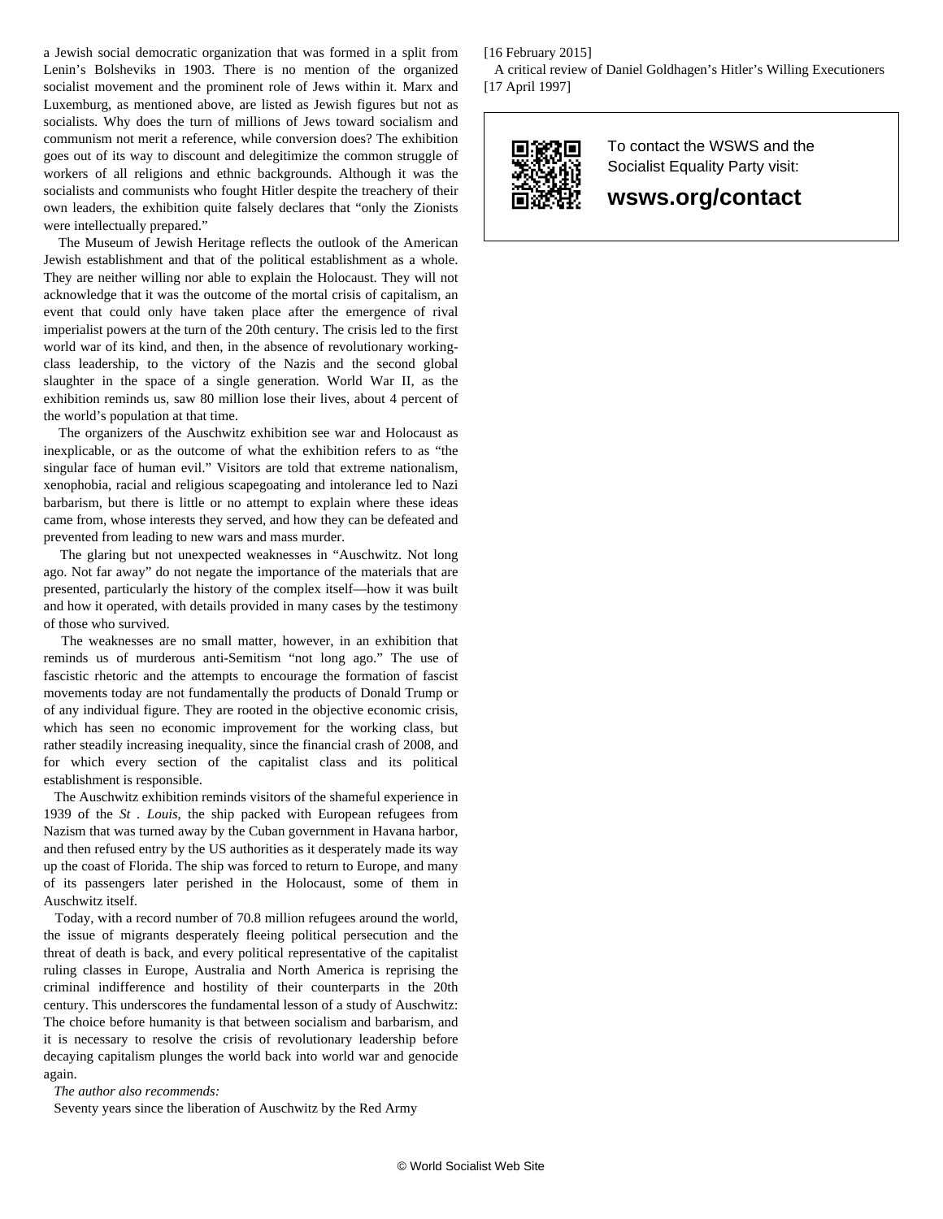a Jewish social democratic organization that was formed in a split from Lenin's Bolsheviks in 1903. There is no mention of the organized socialist movement and the prominent role of Jews within it. Marx and Luxemburg, as mentioned above, are listed as Jewish figures but not as socialists. Why does the turn of millions of Jews toward socialism and communism not merit a reference, while conversion does? The exhibition goes out of its way to discount and delegitimize the common struggle of workers of all religions and ethnic backgrounds. Although it was the socialists and communists who fought Hitler despite the treachery of their own leaders, the exhibition quite falsely declares that "only the Zionists were intellectually prepared."

The Museum of Jewish Heritage reflects the outlook of the American Jewish establishment and that of the political establishment as a whole. They are neither willing nor able to explain the Holocaust. They will not acknowledge that it was the outcome of the mortal crisis of capitalism, an event that could only have taken place after the emergence of rival imperialist powers at the turn of the 20th century. The crisis led to the first world war of its kind, and then, in the absence of revolutionary working-class leadership, to the victory of the Nazis and the second global slaughter in the space of a single generation. World War II, as the exhibition reminds us, saw 80 million lose their lives, about 4 percent of the world's population at that time.

The organizers of the Auschwitz exhibition see war and Holocaust as inexplicable, or as the outcome of what the exhibition refers to as "the singular face of human evil." Visitors are told that extreme nationalism, xenophobia, racial and religious scapegoating and intolerance led to Nazi barbarism, but there is little or no attempt to explain where these ideas came from, whose interests they served, and how they can be defeated and prevented from leading to new wars and mass murder.

The glaring but not unexpected weaknesses in "Auschwitz. Not long ago. Not far away" do not negate the importance of the materials that are presented, particularly the history of the complex itself—how it was built and how it operated, with details provided in many cases by the testimony of those who survived.

The weaknesses are no small matter, however, in an exhibition that reminds us of murderous anti-Semitism "not long ago." The use of fascistic rhetoric and the attempts to encourage the formation of fascist movements today are not fundamentally the products of Donald Trump or of any individual figure. They are rooted in the objective economic crisis, which has seen no economic improvement for the working class, but rather steadily increasing inequality, since the financial crash of 2008, and for which every section of the capitalist class and its political establishment is responsible.

The Auschwitz exhibition reminds visitors of the shameful experience in 1939 of the *St . Louis*, the ship packed with European refugees from Nazism that was turned away by the Cuban government in Havana harbor, and then refused entry by the US authorities as it desperately made its way up the coast of Florida. The ship was forced to return to Europe, and many of its passengers later perished in the Holocaust, some of them in Auschwitz itself.

Today, with a record number of 70.8 million refugees around the world, the issue of migrants desperately fleeing political persecution and the threat of death is back, and every political representative of the capitalist ruling classes in Europe, Australia and North America is reprising the criminal indifference and hostility of their counterparts in the 20th century. This underscores the fundamental lesson of a study of Auschwitz: The choice before humanity is that between socialism and barbarism, and it is necessary to resolve the crisis of revolutionary leadership before decaying capitalism plunges the world back into world war and genocide again.

*The author also recommends:*

Seventy years since the liberation of Auschwitz by the Red Army
[16 February 2015]

A critical review of Daniel Goldhagen's Hitler's Willing Executioners
[17 April 1997]

To contact the WSWS and the Socialist Equality Party visit:

**wsws.org/contact**